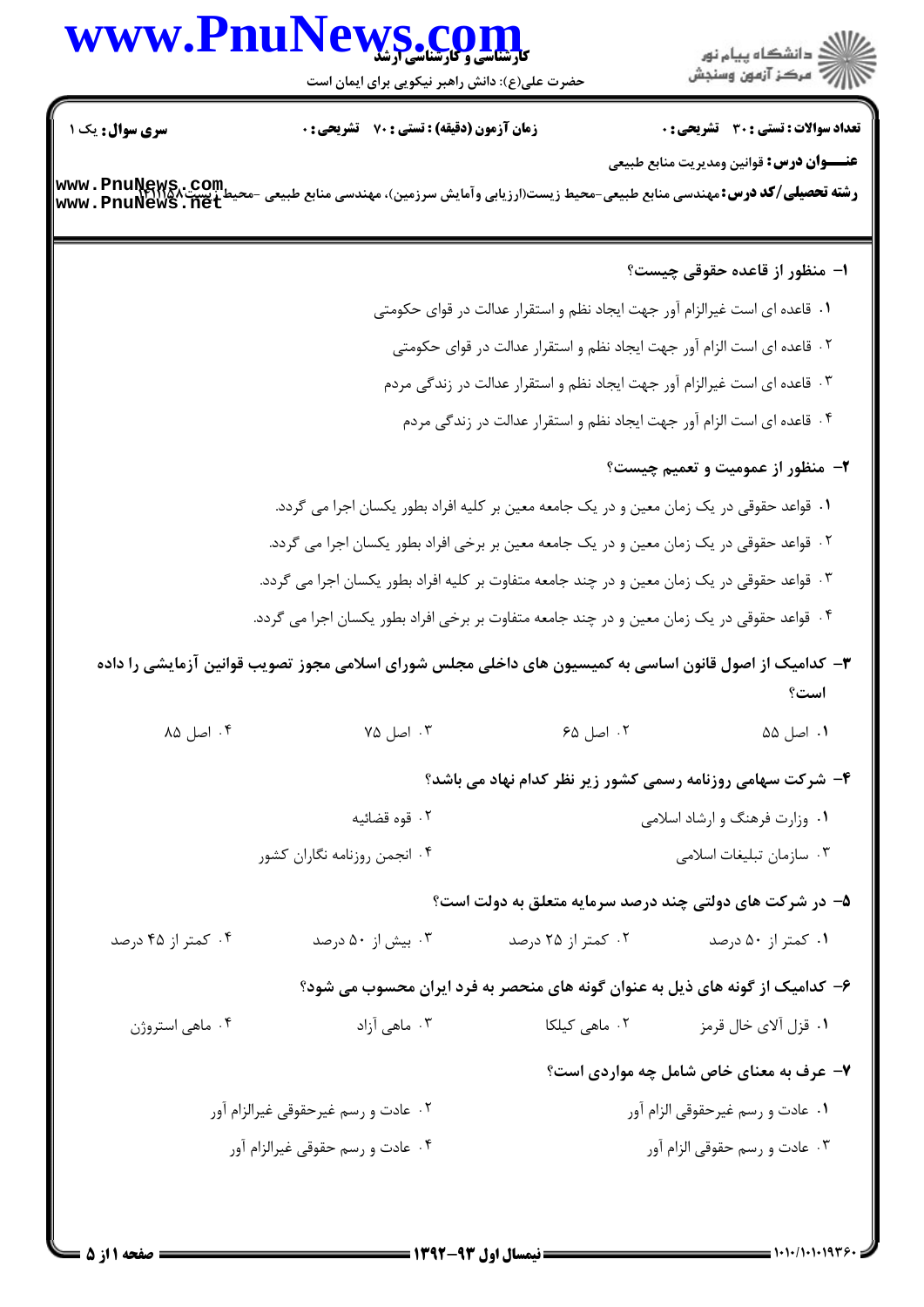**سری سوال:** یک ۱
**زمان آزمون (دقیقه) : تستی : ۷۰ تشریحی : ۰**
**تعداد سوالات : تستی : ۳۰ تشریحی : ۰**

**عنـــوان درس:** قوانین ومدیریت منابع طبیعی

**رشته تحصیلی/کد درس:** مهندسی منابع طبیعی-محیط زیست(ارزیابی وآمایش سرزمین)، مهندسی منابع طبیعی -محیط زیست۱۴۱۱۱۵۸

**۱- منظور از قاعده حقوقی چیست؟**

۱. قاعده ای است غیرالزام آور جهت ایجاد نظم و استقرار عدالت در قوای حکومتی

۲. قاعده ای است الزام آور جهت ایجاد نظم و استقرار عدالت در قوای حکومتی

۳. قاعده ای است غیرالزام آور جهت ایجاد نظم و استقرار عدالت در زندگی مردم

۴. قاعده ای است الزام آور جهت ایجاد نظم و استقرار عدالت در زندگی مردم

**۲- منظور از عمومیت و تعمیم چیست؟**

۱. قواعد حقوقی در یک زمان معین و در یک جامعه معین بر کلیه افراد بطور یکسان اجرا می گردد.

۲. قواعد حقوقی در یک زمان معین و در یک جامعه معین بر برخی افراد بطور یکسان اجرا می گردد.

۳. قواعد حقوقی در یک زمان معین و در چند جامعه متفاوت بر کلیه افراد بطور یکسان اجرا می گردد.

۴. قواعد حقوقی در یک زمان معین و در چند جامعه متفاوت بر برخی افراد بطور یکسان اجرا می گردد.

**۳- کدامیک از اصول قانون اساسی به کمیسیون های داخلی مجلس شورای اسلامی مجوز تصویب قوانین آزمایشی را داده است؟**

۱. اصل ۵۵ &nbsp;&nbsp;&nbsp; ۲. اصل ۶۵ &nbsp;&nbsp;&nbsp; ۳. اصل ۷۵ &nbsp;&nbsp;&nbsp; ۴. اصل ۸۵

**۴- شرکت سهامی روزنامه رسمی کشور زیر نظر کدام نهاد می باشد؟**

۱. وزارت فرهنگ و ارشاد اسلامی &nbsp;&nbsp;&nbsp; ۲. قوه قضائیه

۳. سازمان تبلیغات اسلامی &nbsp;&nbsp;&nbsp; ۴. انجمن روزنامه نگاران کشور

**۵- در شرکت های دولتی چند درصد سرمایه متعلق به دولت است؟**

۱. کمتر از ۵۰ درصد &nbsp;&nbsp;&nbsp; ۲. کمتر از ۲۵ درصد &nbsp;&nbsp;&nbsp; ۳. بیش از ۵۰ درصد &nbsp;&nbsp;&nbsp; ۴. کمتر از ۴۵ درصد

**۶- کدامیک از گونه های ذیل به عنوان گونه های منحصر به فرد ایران محسوب می شود؟**

۱. قزل آلای خال قرمز &nbsp;&nbsp;&nbsp; ۲. ماهی کیلکا &nbsp;&nbsp;&nbsp; ۳. ماهی آزاد &nbsp;&nbsp;&nbsp; ۴. ماهی استروژن

**۷- عرف به معنای خاص شامل چه مواردی است؟**

۱. عادت و رسم غیرحقوقی الزام آور &nbsp;&nbsp;&nbsp; ۲. عادت و رسم غیرحقوقی غیرالزام آور

۳. عادت و رسم حقوقی الزام آور &nbsp;&nbsp;&nbsp; ۴. عادت و رسم حقوقی غیرالزام آور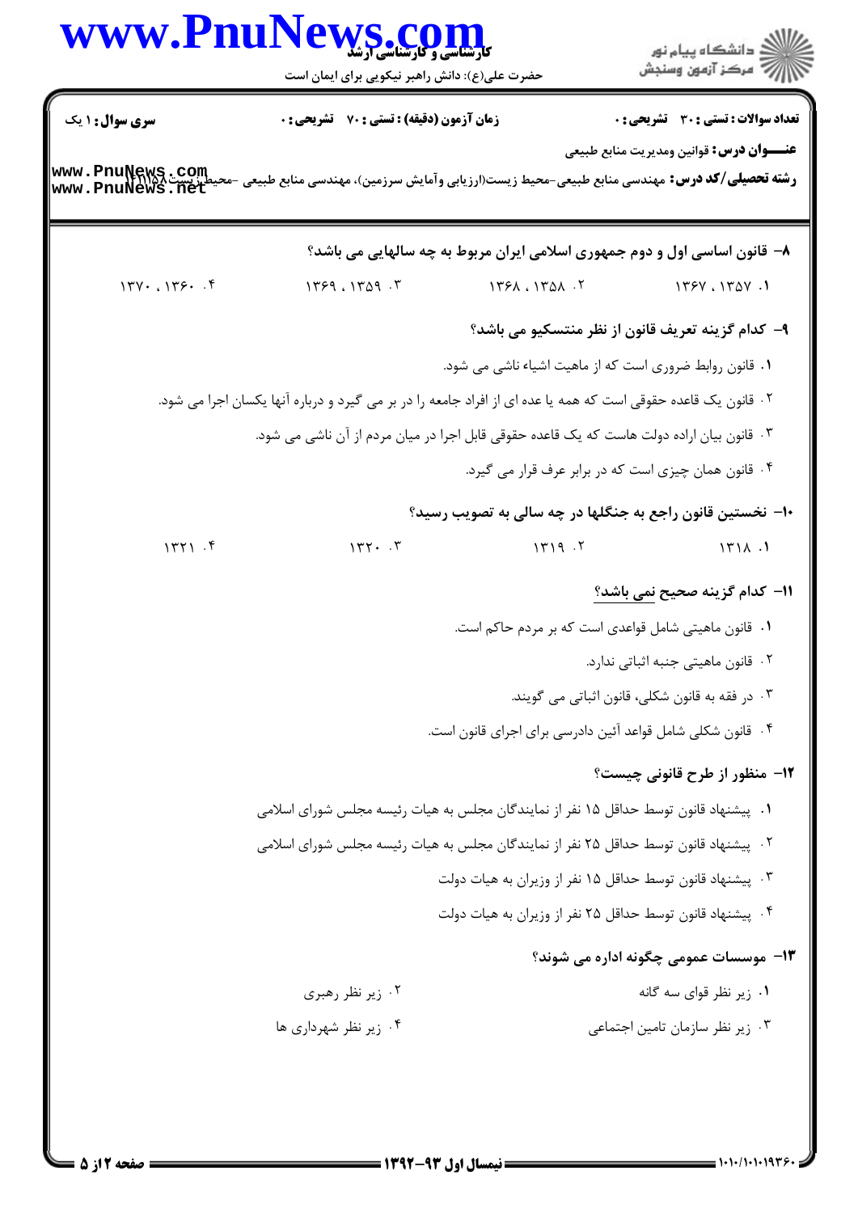**تعداد سوالات : تستی : ۳۰ تشریحی : ۰** | **زمان آزمون (دقیقه) : تستی : ۷۰ تشریحی : ۰** | **سری سوال : ۱ یک**

**عنـــوان درس:** قوانین ومدیریت منابع طبیعی

**رشته تحصیلی/کد درس:** مهندسی منابع طبیعی-محیط زیست(ارزیابی وآمایش سرزمین)، مهندسی منابع طبیعی -محیط زیست۱۱۱۱۵۸

۸- قانون اساسی اول و دوم جمهوری اسلامی ایران مربوط به چه سالهایی می باشد؟

۱. ۱۳۵۷ ، ۱۳۶۷
۲. ۱۳۵۸ ، ۱۳۶۸
۳. ۱۳۵۹ ، ۱۳۶۹
۴. ۱۳۶۰ ، ۱۳۷۰

۹- کدام گزینه تعریف قانون از نظر منتسکیو می باشد؟

۱. قانون روابط ضروری است که از ماهیت اشیاء ناشی می شود.
۲. قانون یک قاعده حقوقی است که همه یا عده ای از افراد جامعه را در بر می گیرد و درباره آنها یکسان اجرا می شود.
۳. قانون بیان اراده دولت هاست که یک قاعده حقوقی قابل اجرا در میان مردم از آن ناشی می شود.
۴. قانون همان چیزی است که در برابر عرف قرار می گیرد.

۱۰- نخستین قانون راجع به جنگلها در چه سالی به تصویب رسید؟

۱. ۱۳۱۸
۲. ۱۳۱۹
۳. ۱۳۲۰
۴. ۱۳۲۱

۱۱- کدام گزینه صحیح نمی باشد؟

۱. قانون ماهیتی شامل قواعدی است که بر مردم حاکم است.
۲. قانون ماهیتی جنبه اثباتی ندارد.
۳. در فقه به قانون شکلی، قانون اثباتی می گویند.
۴. قانون شکلی شامل قواعد آئین دادرسی برای اجرای قانون است.

۱۲- منظور از طرح قانونی چیست؟

۱. پیشنهاد قانون توسط حداقل ۱۵ نفر از نمایندگان مجلس به هیات رئیسه مجلس شورای اسلامی
۲. پیشنهاد قانون توسط حداقل ۲۵ نفر از نمایندگان مجلس به هیات رئیسه مجلس شورای اسلامی
۳. پیشنهاد قانون توسط حداقل ۱۵ نفر از وزیران به هیات دولت
۴. پیشنهاد قانون توسط حداقل ۲۵ نفر از وزیران به هیات دولت

۱۳- موسسات عمومی چگونه اداره می شوند؟

۱. زیر نظر قوای سه گانه
۲. زیر نظر رهبری
۳. زیر نظر سازمان تامین اجتماعی
۴. زیر نظر شهرداری ها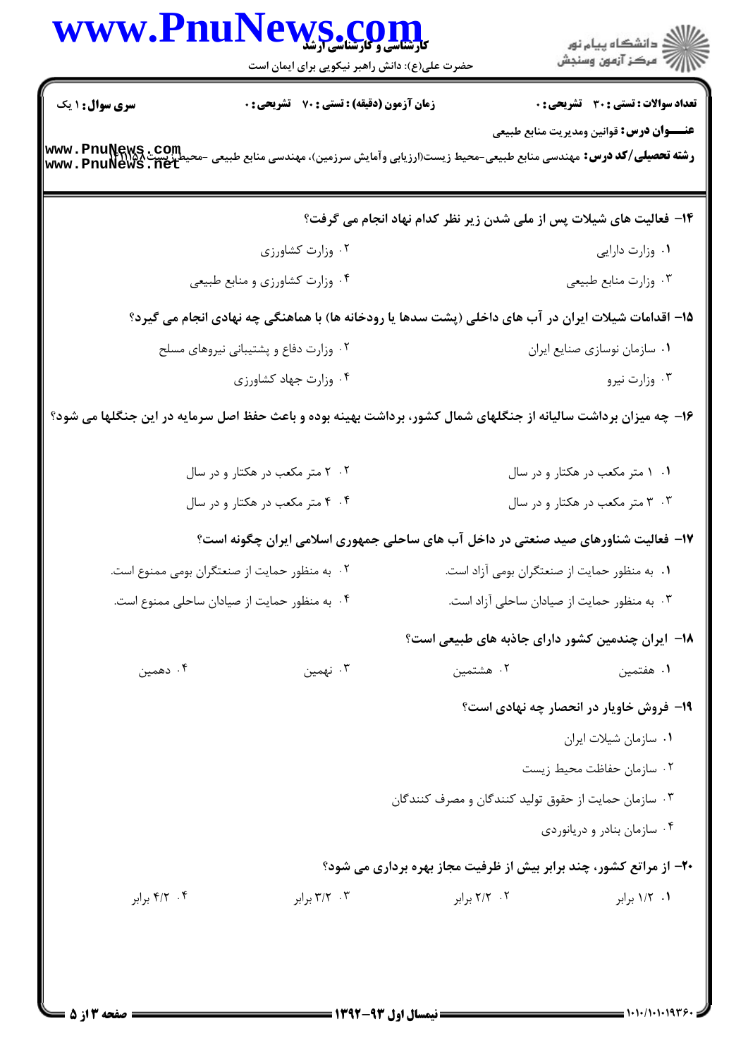**تعداد سوالات : تستی : ۳۰ تشریحی : ۰** | **زمان آزمون (دقیقه) : تستی : ۷۰ تشریحی : ۰** | **سری سوال : ۱ یک**

**عنـــوان درس:** قوانین ومدیریت منابع طبیعی

**رشته تحصیلی/کد درس:** مهندسی منابع طبیعی-محیط زیست(ارزیابی وآمایش سرزمین)، مهندسی منابع طبیعی -محیط زیست۱۴۱۱۱۵۸

**۱۴- فعالیت های شیلات پس از ملی شدن زیر نظر کدام نهاد انجام می گرفت؟**

۱. وزارت دارایی

۲. وزارت کشاورزی

۳. وزارت منابع طبیعی

۴. وزارت کشاورزی و منابع طبیعی

**۱۵- اقدامات شیلات ایران در آب های داخلی (پشت سدها یا رودخانه ها) با هماهنگی چه نهادی انجام می گیرد؟**

۱. سازمان نوسازی صنایع ایران

۲. وزارت دفاع و پشتیبانی نیروهای مسلح

۳. وزارت نیرو

۴. وزارت جهاد کشاورزی

**۱۶- چه میزان برداشت سالیانه از جنگلهای شمال کشور، برداشت بهینه بوده و باعث حفظ اصل سرمایه در این جنگلها می شود؟**

۱. ۱ متر مکعب در هکتار و در سال

۲. ۲ متر مکعب در هکتار و در سال

۳. ۳ متر مکعب در هکتار و در سال

۴. ۴ متر مکعب در هکتار و در سال

**۱۷- فعالیت شناورهای صید صنعتی در داخل آب های ساحلی جمهوری اسلامی ایران چگونه است؟**

۱. به منظور حمایت از صنعتگران بومی آزاد است.

۲. به منظور حمایت از صنعتگران بومی ممنوع است.

۳. به منظور حمایت از صیادان ساحلی آزاد است.

۴. به منظور حمایت از صیادان ساحلی ممنوع است.

**۱۸- ایران چندمین کشور دارای جاذبه های طبیعی است؟**

۱. هفتمین

۲. هشتمین

۳. نهمین

۴. دهمین

**۱۹- فروش خاویار در انحصار چه نهادی است؟**

۱. سازمان شیلات ایران

۲. سازمان حفاظت محیط زیست

۳. سازمان حمایت از حقوق تولید کنندگان و مصرف کنندگان

۴. سازمان بنادر و دریانوردی

**۲۰- از مراتع کشور، چند برابر بیش از ظرفیت مجاز بهره برداری می شود؟**

۱. ۱/۲ برابر

۲. ۲/۲ برابر

۳. ۳/۲ برابر

۴. ۴/۲ برابر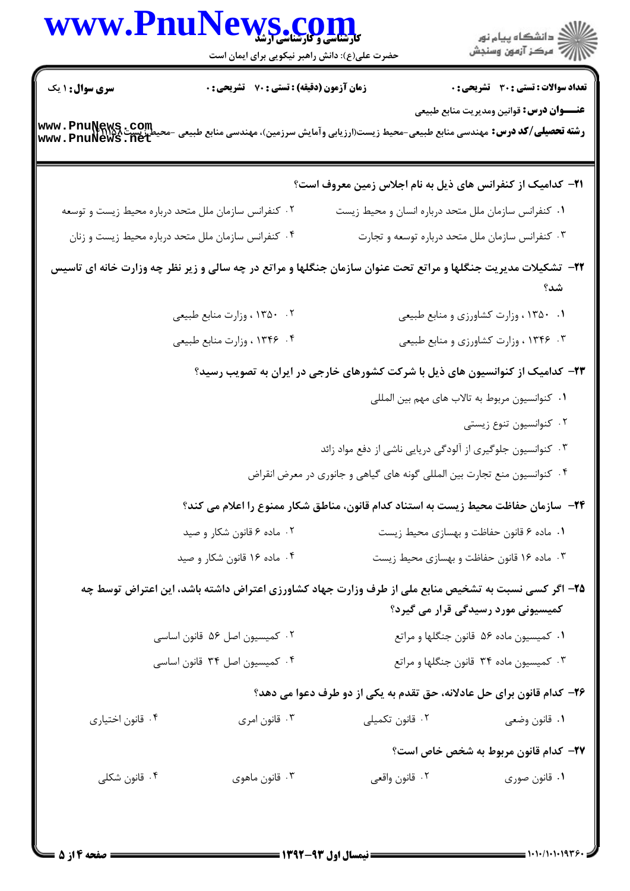**سری سوال:** ۱ یک | **زمان آزمون (دقیقه) : تستی :** ۷۰ **تشریحی :** ۰ | **تعداد سوالات : تستی :** ۳۰ **تشریحی :** ۰

**عنـــوان درس:** قوانین ومدیریت منابع طبیعی

**رشته تحصیلی/کد درس:** مهندسی منابع طبیعی-محیط زیست(ارزیابی وآمایش سرزمین)، مهندسی منابع طبیعی -محیط زیست۱۴۱۱۵۸

**۲۱-** کدامیک از کنفرانس های ذیل به نام اجلاس زمین معروف است؟

۱. کنفرانس سازمان ملل متحد درباره انسان و محیط زیست

۲. کنفرانس سازمان ملل متحد درباره محیط زیست و توسعه

۳. کنفرانس سازمان ملل متحد درباره توسعه و تجارت

۴. کنفرانس سازمان ملل متحد درباره محیط زیست و زنان

**۲۲-** تشکیلات مدیریت جنگلها و مراتع تحت عنوان سازمان جنگلها و مراتع در چه سالی و زیر نظر چه وزارت خانه ای تاسیس شد؟

۱. ۱۳۵۰ ، وزارت کشاورزی و منابع طبیعی

۲. ۱۳۵۰ ، وزارت منابع طبیعی

۳. ۱۳۴۶ ، وزارت کشاورزی و منابع طبیعی

۴. ۱۳۴۶ ، وزارت منابع طبیعی

**۲۳-** کدامیک از کنوانسیون های ذیل با شرکت کشورهای خارجی در ایران به تصویب رسید؟

۱. کنوانسیون مربوط به تالاب های مهم بین المللی

۲. کنوانسیون تنوع زیستی

۳. کنوانسیون جلوگیری از آلودگی دریایی ناشی از دفع مواد زائد

۴. کنوانسیون منع تجارت بین المللی گونه های گیاهی و جانوری در معرض انقراض

**۲۴-** سازمان حفاظت محیط زیست به استناد کدام قانون، مناطق شکار ممنوع را اعلام می کند؟

۱. ماده ۶ قانون حفاظت و بهسازی محیط زیست

۲. ماده ۶ قانون شکار و صید

۳. ماده ۱۶ قانون حفاظت و بهسازی محیط زیست

۴. ماده ۱۶ قانون شکار و صید

**۲۵-** اگر کسی نسبت به تشخیص منابع ملی از طرف وزارت جهاد کشاورزی اعتراض داشته باشد، این اعتراض توسط چه کمیسیونی مورد رسیدگی قرار می گیرد؟

۱. کمیسیون ماده ۵۶ قانون جنگلها و مراتع

۲. کمیسیون اصل ۵۶ قانون اساسی

۳. کمیسیون ماده ۳۴ قانون جنگلها و مراتع

۴. کمیسیون اصل ۳۴ قانون اساسی

**۲۶-** کدام قانون برای حل عادلانه، حق تقدم به یکی از دو طرف دعوا می دهد؟

۱. قانون وضعی

۲. قانون تکمیلی

۳. قانون امری

۴. قانون اختیاری

**۲۷-** کدام قانون مربوط به شخص خاص است؟

۱. قانون صوری

۲. قانون واقعی

۳. قانون ماهوی

۴. قانون شکلی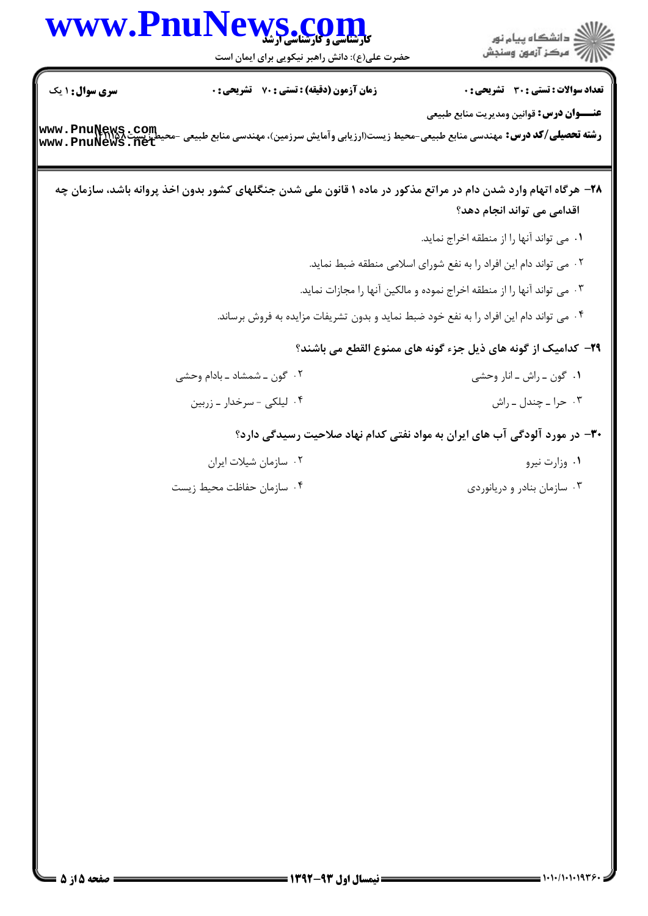۲۸- هرگاه اتهام وارد شدن دام در مراتع مذکور در ماده ۱ قانون ملی شدن جنگلهای کشور بدون اخذ پروانه باشد، سازمان چه اقدامی می تواند انجام دهد؟

۱. می تواند آنها را از منطقه اخراج نماید.

۲. می تواند دام این افراد را به نفع شورای اسلامی منطقه ضبط نماید.

۳. می تواند آنها را از منطقه اخراج نموده و مالکین آنها را مجازات نماید.

۴. می تواند دام این افراد را به نفع خود ضبط نماید و بدون تشریفات مزایده به فروش برساند.

۲۹- کدامیک از گونه های ذیل جزء گونه های ممنوع القطع می باشند؟

۱. گون ـ راش ـ انار وحشی

۲. گون ـ شمشاد ـ بادام وحشی

۳. حرا ـ چندل ـ راش

۴. لیلکی - سرخدار ـ زربین

۳۰- در مورد آلودگی آب های ایران به مواد نفتی کدام نهاد صلاحیت رسیدگی دارد؟

۱. وزارت نیرو

۲. سازمان شیلات ایران

۳. سازمان بنادر و دریانوردی

۴. سازمان حفاظت محیط زیست